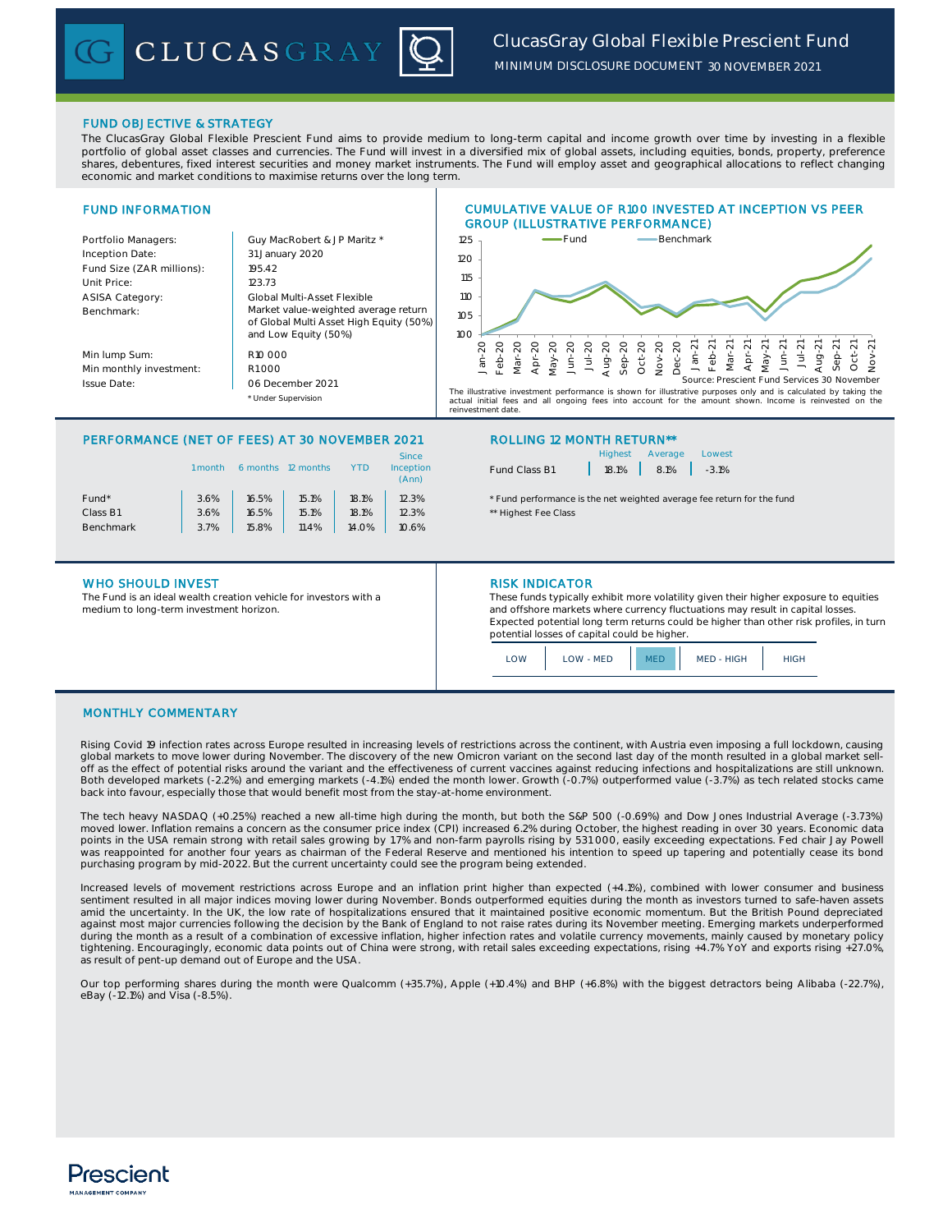# ClucasGray Global Flexible Prescient Fund

MINIMUM DISCLOSURE DOCUMENT 30 NOVEMBER 2021

## FUND OBJECTIVE & STRATEGY

The ClucasGray Global Flexible Prescient Fund aims to provide medium to long-term capital and income growth over time by investing in a flexible portfolio of global asset classes and currencies. The Fund will invest in a diversified mix of global assets, including equities, bonds, property, preference shares, debentures, fixed interest securities and money market instruments. The Fund will employ asset and geographical allocations to reflect changing economic and market conditions to maximise returns over the long term.

## FUND INFORMATION

| | |
|---|---|
| Portfolio Managers: | Guy MacRobert & J P Maritz * |
| Inception Date: | 31 January 2020 |
| Fund Size (ZAR millions): | 195.42 |
| Unit Price: | 123.73 |
| ASISA Category: | Global Multi-Asset Flexible |
| Benchmark: | Market value-weighted average return of Global Multi Asset High Equity (50%) and Low Equity (50%) |
| Min lump Sum: | R10 000 |
| Min monthly investment: | R1 000 |
| Issue Date: | 06 December 2021 |

\* Under Supervision

## CUMULATIVE VALUE OF R100 INVESTED AT INCEPTION VS PEER GROUP (ILLUSTRATIVE PERFORMANCE)

Source: Prescient Fund Services 30 November

The illustrative investment performance is shown for illustrative purposes only and is calculated by taking the actual initial fees and all ongoing fees into account for the amount shown. Income is reinvested on the reinvestment date.

## PERFORMANCE (NET OF FEES) AT 30 NOVEMBER 2021

| | 1 month | 6 months | 12 months | YTD | Since Inception (Ann) |
|---|---|---|---|---|---|
| Fund* | 3.6% | 16.5% | 15.1% | 18.1% | 12.3% |
| Class B1 | 3.6% | 16.5% | 15.1% | 18.1% | 12.3% |
| Benchmark | 3.7% | 15.8% | 11.4% | 14.0% | 10.6% |

## ROLLING 12 MONTH RETURN**

| | Highest | Average | Lowest |
|---|---|---|---|
| Fund Class B1 | 18.1% | 8.1% | -3.1% |

\* Fund performance is the net weighted average fee return for the fund

\*\* Highest Fee Class

## WHO SHOULD INVEST

The Fund is an ideal wealth creation vehicle for investors with a medium to long-term investment horizon.

## RISK INDICATOR

These funds typically exhibit more volatility given their higher exposure to equities and offshore markets where currency fluctuations may result in capital losses. Expected potential long term returns could be higher than other risk profiles, in turn potential losses of capital could be higher.

| LOW | LOW - MED | **MED** | MED - HIGH | HIGH |
|---|---|---|---|---|

## MONTHLY COMMENTARY

Rising Covid 19 infection rates across Europe resulted in increasing levels of restrictions across the continent, with Austria even imposing a full lockdown, causing global markets to move lower during November. The discovery of the new Omicron variant on the second last day of the month resulted in a global market sell-off as the effect of potential risks around the variant and the effectiveness of current vaccines against reducing infections and hospitalizations are still unknown. Both developed markets (-2.2%) and emerging markets (-4.1%) ended the month lower. Growth (-0.7%) outperformed value (-3.7%) as tech related stocks came back into favour, especially those that would benefit most from the stay-at-home environment.

The tech heavy NASDAQ (+0.25%) reached a new all-time high during the month, but both the S&P 500 (-0.69%) and Dow Jones Industrial Average (-3.73%) moved lower. Inflation remains a concern as the consumer price index (CPI) increased 6.2% during October, the highest reading in over 30 years. Economic data points in the USA remain strong with retail sales growing by 17% and non-farm payrolls rising by 531 000, easily exceeding expectations. Fed chair Jay Powell was reappointed for another four years as chairman of the Federal Reserve and mentioned his intention to speed up tapering and potentially cease its bond purchasing program by mid-2022. But the current uncertainty could see the program being extended.

Increased levels of movement restrictions across Europe and an inflation print higher than expected (+4.1%), combined with lower consumer and business sentiment resulted in all major indices moving lower during November. Bonds outperformed equities during the month as investors turned to safe-haven assets amid the uncertainty. In the UK, the low rate of hospitalizations ensured that it maintained positive economic momentum. But the British Pound depreciated against most major currencies following the decision by the Bank of England to not raise rates during its November meeting. Emerging markets underperformed during the month as a result of a combination of excessive inflation, higher infection rates and volatile currency movements, mainly caused by monetary policy tightening. Encouragingly, economic data points out of China were strong, with retail sales exceeding expectations, rising +4.7% YoY and exports rising +27.0%, as result of pent-up demand out of Europe and the USA.

Our top performing shares during the month were Qualcomm (+35.7%), Apple (+10.4%) and BHP (+6.8%) with the biggest detractors being Alibaba (-22.7%), eBay (-12.1%) and Visa (-8.5%).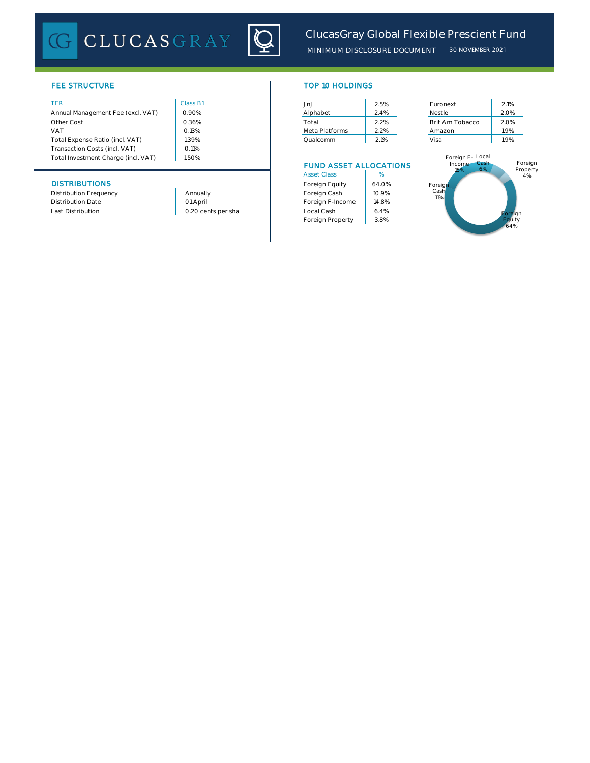# ClucasGray Global Flexible Prescient Fund

MINIMUM DISCLOSURE DOCUMENT 30 NOVEMBER 2021

## FEE STRUCTURE

| TER | Class B1 |
|---|---|
| Annual Management Fee (excl. VAT) | 0.90% |
| Other Cost | 0.36% |
| VAT | 0.13% |
| Total Expense Ratio (incl. VAT) | 1.39% |
| Transaction Costs (incl. VAT) | 0.11% |
| Total Investment Charge (incl. VAT) | 1.50% |

## DISTRIBUTIONS

| | |
|---|---|
| Distribution Frequency | Annually |
| Distribution Date | 01 April |
| Last Distribution | 0.20 cents per sha |

## TOP 10 HOLDINGS

| | | | |
|---|---|---|---|
| JnJ | 2.5% | Euronext | 2.1% |
| Alphabet | 2.4% | Nestle | 2.0% |
| Total | 2.2% | Brit Am Tobacco | 2.0% |
| Meta Platforms | 2.2% | Amazon | 1.9% |
| Qualcomm | 2.1% | Visa | 1.9% |

## FUND ASSET ALLOCATIONS

| Asset Class | % |
|---|---|
| Foreign Equity | 64.0% |
| Foreign Cash | 10.9% |
| Foreign F-Income | 14.8% |
| Local Cash | 6.4% |
| Foreign Property | 3.8% |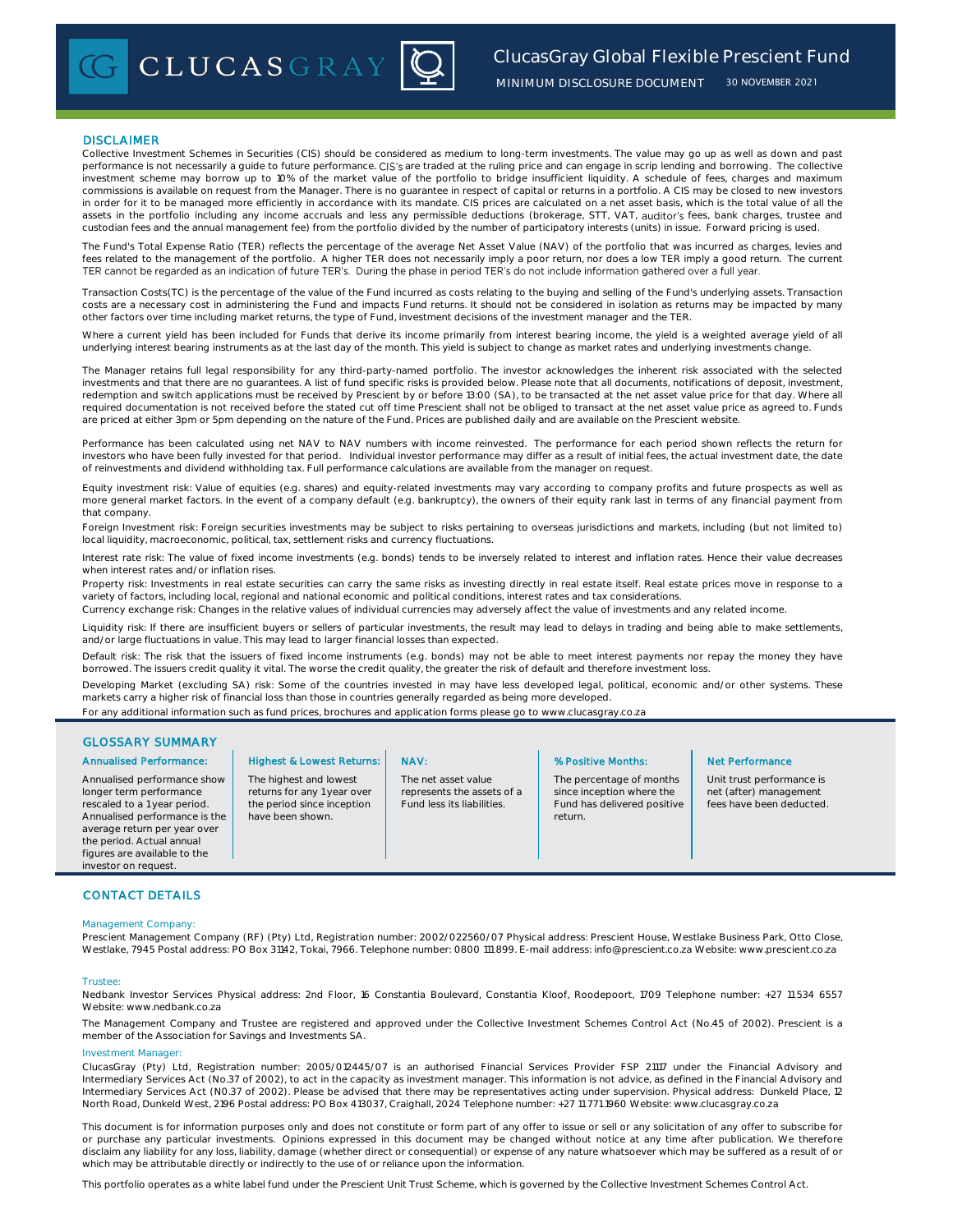# ClucasGray Global Flexible Prescient Fund

MINIMUM DISCLOSURE DOCUMENT 30 NOVEMBER 2021

## DISCLAIMER

Collective Investment Schemes in Securities (CIS) should be considered as medium to long-term investments. The value may go up as well as down and past performance is not necessarily a guide to future performance. CIS's are traded at the ruling price and can engage in scrip lending and borrowing. The collective investment scheme may borrow up to 10% of the market value of the portfolio to bridge insufficient liquidity. A schedule of fees, charges and maximum commissions is available on request from the Manager. There is no guarantee in respect of capital or returns in a portfolio. A CIS may be closed to new investors in order for it to be managed more efficiently in accordance with its mandate. CIS prices are calculated on a net asset basis, which is the total value of all the assets in the portfolio including any income accruals and less any permissible deductions (brokerage, STT, VAT, auditor's fees, bank charges, trustee and custodian fees and the annual management fee) from the portfolio divided by the number of participatory interests (units) in issue. Forward pricing is used.

The Fund's Total Expense Ratio (TER) reflects the percentage of the average Net Asset Value (NAV) of the portfolio that was incurred as charges, levies and fees related to the management of the portfolio. A higher TER does not necessarily imply a poor return, nor does a low TER imply a good return. The current TER cannot be regarded as an indication of future TER's. During the phase in period TER's do not include information gathered over a full year.

Transaction Costs(TC) is the percentage of the value of the Fund incurred as costs relating to the buying and selling of the Fund's underlying assets. Transaction costs are a necessary cost in administering the Fund and impacts Fund returns. It should not be considered in isolation as returns may be impacted by many other factors over time including market returns, the type of Fund, investment decisions of the investment manager and the TER.

Where a current yield has been included for Funds that derive its income primarily from interest bearing income, the yield is a weighted average yield of all underlying interest bearing instruments as at the last day of the month. This yield is subject to change as market rates and underlying investments change.

The Manager retains full legal responsibility for any third-party-named portfolio. The investor acknowledges the inherent risk associated with the selected investments and that there are no guarantees. A list of fund specific risks is provided below. Please note that all documents, notifications of deposit, investment, redemption and switch applications must be received by Prescient by or before 13:00 (SA), to be transacted at the net asset value price for that day. Where all required documentation is not received before the stated cut off time Prescient shall not be obliged to transact at the net asset value price as agreed to. Funds are priced at either 3pm or 5pm depending on the nature of the Fund. Prices are published daily and are available on the Prescient website.

Performance has been calculated using net NAV to NAV numbers with income reinvested. The performance for each period shown reflects the return for investors who have been fully invested for that period. Individual investor performance may differ as a result of initial fees, the actual investment date, the date of reinvestments and dividend withholding tax. Full performance calculations are available from the manager on request.

Equity investment risk: Value of equities (e.g. shares) and equity-related investments may vary according to company profits and future prospects as well as more general market factors. In the event of a company default (e.g. bankruptcy), the owners of their equity rank last in terms of any financial payment from that company.

Foreign Investment risk: Foreign securities investments may be subject to risks pertaining to overseas jurisdictions and markets, including (but not limited to) local liquidity, macroeconomic, political, tax, settlement risks and currency fluctuations.

Interest rate risk: The value of fixed income investments (e.g. bonds) tends to be inversely related to interest and inflation rates. Hence their value decreases when interest rates and/or inflation rises.

Property risk: Investments in real estate securities can carry the same risks as investing directly in real estate itself. Real estate prices move in response to a variety of factors, including local, regional and national economic and political conditions, interest rates and tax considerations.

Currency exchange risk: Changes in the relative values of individual currencies may adversely affect the value of investments and any related income.

Liquidity risk: If there are insufficient buyers or sellers of particular investments, the result may lead to delays in trading and being able to make settlements, and/or large fluctuations in value. This may lead to larger financial losses than expected.

Default risk: The risk that the issuers of fixed income instruments (e.g. bonds) may not be able to meet interest payments nor repay the money they have borrowed. The issuers credit quality it vital. The worse the credit quality, the greater the risk of default and therefore investment loss.

Developing Market (excluding SA) risk: Some of the countries invested in may have less developed legal, political, economic and/or other systems. These markets carry a higher risk of financial loss than those in countries generally regarded as being more developed.

For any additional information such as fund prices, brochures and application forms please go to www.clucasgray.co.za

## GLOSSARY SUMMARY

**Annualised Performance:** Annualised performance show longer term performance rescaled to a 1 year period. Annualised performance is the average return per year over the period. Actual annual figures are available to the investor on request.

**Highest & Lowest Returns:** The highest and lowest returns for any 1 year over the period since inception have been shown.

**NAV:** The net asset value represents the assets of a Fund less its liabilities.

**% Positive Months:** The percentage of months since inception where the Fund has delivered positive return.

**Net Performance:** Unit trust performance is net (after) management fees have been deducted.

## CONTACT DETAILS

### Management Company:

Prescient Management Company (RF) (Pty) Ltd, Registration number: 2002/022560/07 Physical address: Prescient House, Westlake Business Park, Otto Close, Westlake, 7945 Postal address: PO Box 31142, Tokai, 7966. Telephone number: 0800 111 899. E-mail address: info@prescient.co.za Website: www.prescient.co.za

### Trustee:

Nedbank Investor Services Physical address: 2nd Floor, 16 Constantia Boulevard, Constantia Kloof, Roodepoort, 1709 Telephone number: +27 11 534 6557 Website: www.nedbank.co.za

The Management Company and Trustee are registered and approved under the Collective Investment Schemes Control Act (No.45 of 2002). Prescient is a member of the Association for Savings and Investments SA.

### Investment Manager:

ClucasGray (Pty) Ltd, Registration number: 2005/012445/07 is an authorised Financial Services Provider FSP 21117 under the Financial Advisory and Intermediary Services Act (No.37 of 2002), to act in the capacity as investment manager. This information is not advice, as defined in the Financial Advisory and Intermediary Services Act (N0.37 of 2002). Please be advised that there may be representatives acting under supervision. Physical address: Dunkeld Place, 12 North Road, Dunkeld West, 2196 Postal address: PO Box 413037, Craighall, 2024 Telephone number: +27 11 771 1960 Website: www.clucasgray.co.za

This document is for information purposes only and does not constitute or form part of any offer to issue or sell or any solicitation of any offer to subscribe for or purchase any particular investments. Opinions expressed in this document may be changed without notice at any time after publication. We therefore disclaim any liability for any loss, liability, damage (whether direct or consequential) or expense of any nature whatsoever which may be suffered as a result of or which may be attributable directly or indirectly to the use of or reliance upon the information.

This portfolio operates as a white label fund under the Prescient Unit Trust Scheme, which is governed by the Collective Investment Schemes Control Act.